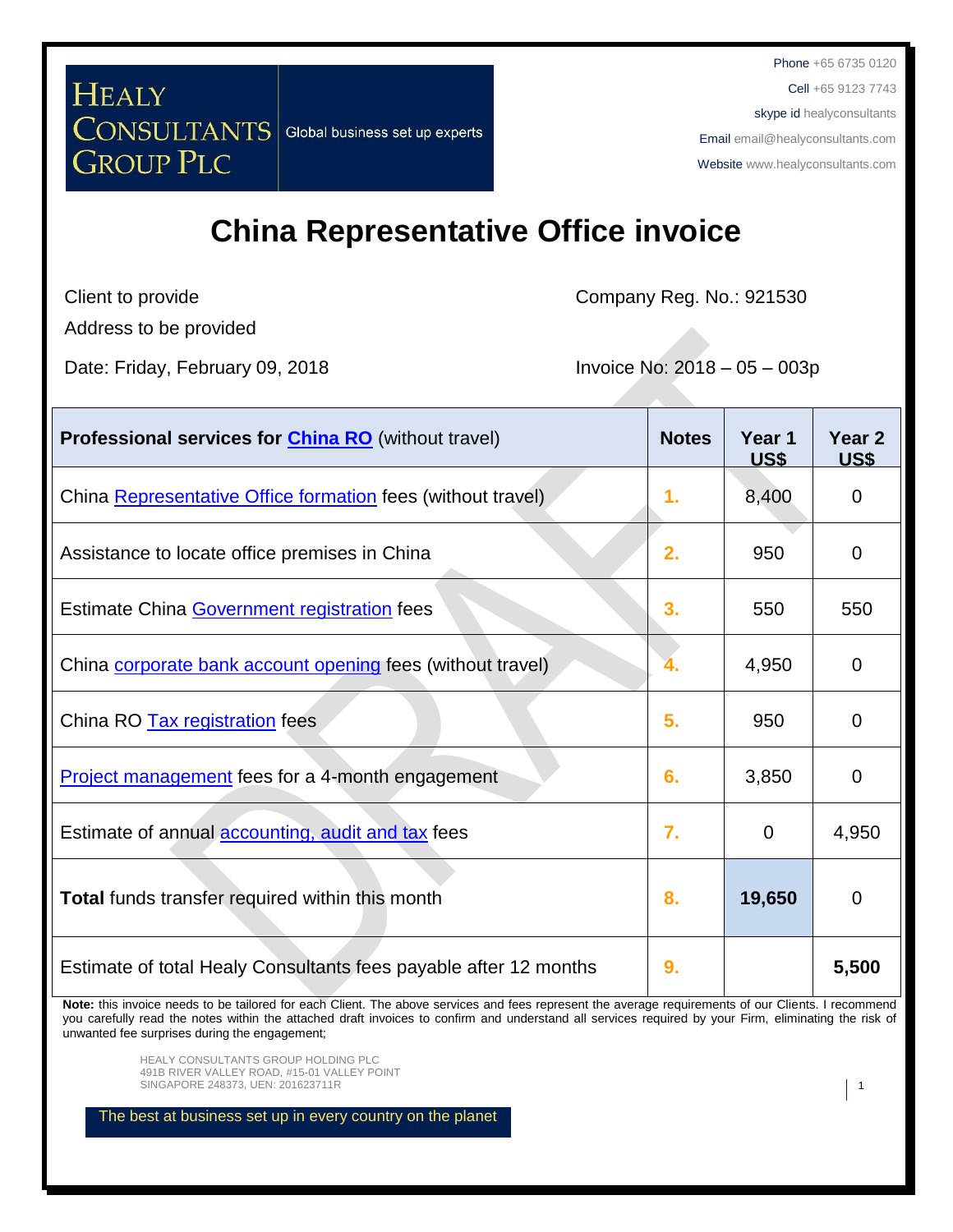HEALY CONSULTANTS GROUP PLC

Global business set up experts

Phone +65 6735 0120
Cell +65 9123 7743
skype id healyconsultants
Email email@healyconsultants.com
Website www.healyconsultants.com

# China Representative Office invoice

Client to provide
Address to be provided

Company Reg. No.: 921530

Date: Friday, February 09, 2018

Invoice No: 2018 – 05 – 003p

| **Professional services for China RO** (without travel) | **Notes** | **Year 1 US$** | **Year 2 US$** |
|---|---|---|---|
| China Representative Office formation fees (without travel) | 1. | 8,400 | 0 |
| Assistance to locate office premises in China | 2. | 950 | 0 |
| Estimate China Government registration fees | 3. | 550 | 550 |
| China corporate bank account opening fees (without travel) | 4. | 4,950 | 0 |
| China RO Tax registration fees | 5. | 950 | 0 |
| Project management fees for a 4-month engagement | 6. | 3,850 | 0 |
| Estimate of annual accounting, audit and tax fees | 7. | 0 | 4,950 |
| **Total** funds transfer required within this month | 8. | **19,650** | 0 |
| Estimate of total Healy Consultants fees payable after 12 months | 9. | | **5,500** |

**Note:** this invoice needs to be tailored for each Client. The above services and fees represent the average requirements of our Clients. I recommend you carefully read the notes within the attached draft invoices to confirm and understand all services required by your Firm, eliminating the risk of unwanted fee surprises during the engagement;

HEALY CONSULTANTS GROUP HOLDING PLC
491B RIVER VALLEY ROAD, #15-01 VALLEY POINT
SINGAPORE 248373, UEN: 201623711R

The best at business set up in every country on the planet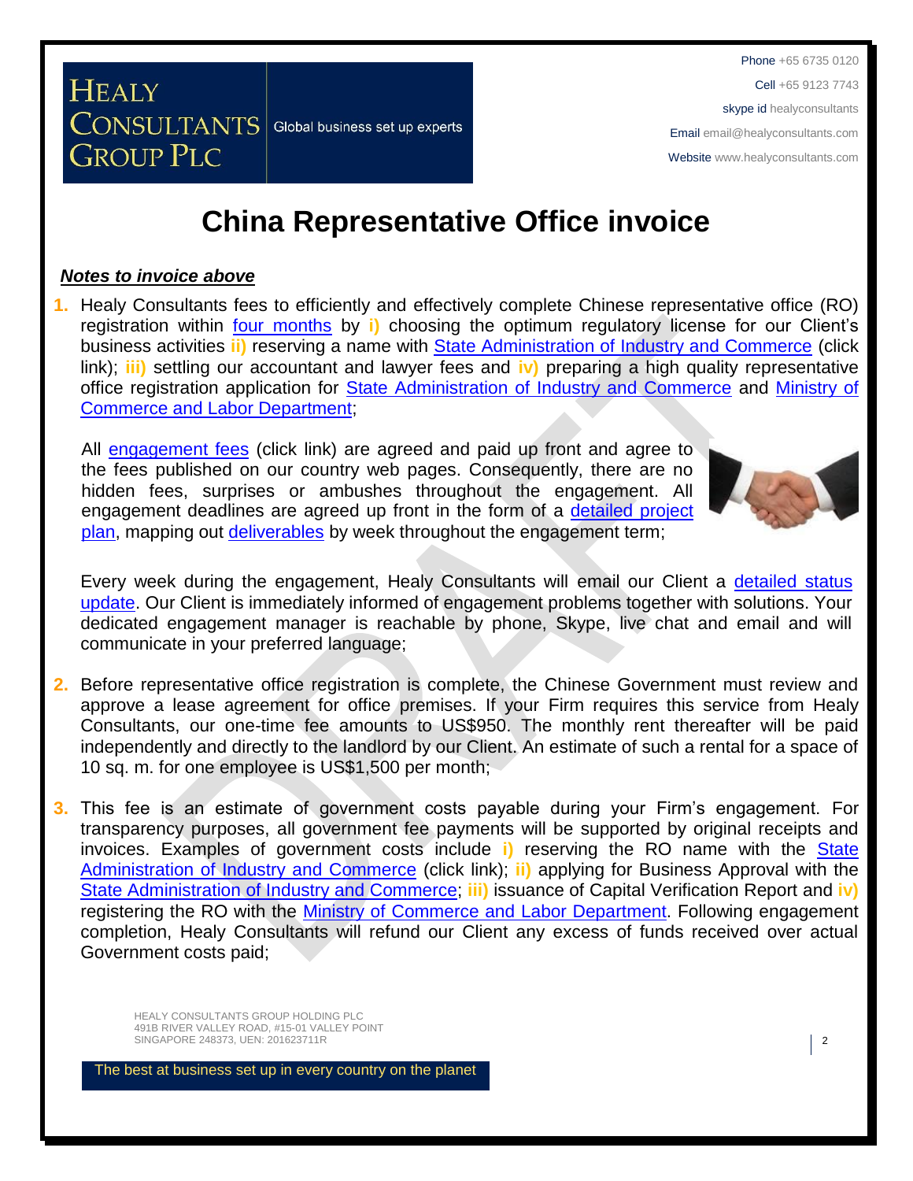# China Representative Office invoice

***Notes to invoice above***

1. Healy Consultants fees to efficiently and effectively complete Chinese representative office (RO) registration within four months by **i)** choosing the optimum regulatory license for our Client's business activities **ii)** reserving a name with State Administration of Industry and Commerce (click link); **iii)** settling our accountant and lawyer fees and **iv)** preparing a high quality representative office registration application for State Administration of Industry and Commerce and Ministry of Commerce and Labor Department;

   All engagement fees (click link) are agreed and paid up front and agree to the fees published on our country web pages. Consequently, there are no hidden fees, surprises or ambushes throughout the engagement. All engagement deadlines are agreed up front in the form of a detailed project plan, mapping out deliverables by week throughout the engagement term;

   Every week during the engagement, Healy Consultants will email our Client a detailed status update. Our Client is immediately informed of engagement problems together with solutions. Your dedicated engagement manager is reachable by phone, Skype, live chat and email and will communicate in your preferred language;

2. Before representative office registration is complete, the Chinese Government must review and approve a lease agreement for office premises. If your Firm requires this service from Healy Consultants, our one-time fee amounts to US$950. The monthly rent thereafter will be paid independently and directly to the landlord by our Client. An estimate of such a rental for a space of 10 sq. m. for one employee is US$1,500 per month;

3. This fee is an estimate of government costs payable during your Firm's engagement. For transparency purposes, all government fee payments will be supported by original receipts and invoices. Examples of government costs include **i)** reserving the RO name with the State Administration of Industry and Commerce (click link); **ii)** applying for Business Approval with the State Administration of Industry and Commerce; **iii)** issuance of Capital Verification Report and **iv)** registering the RO with the Ministry of Commerce and Labor Department. Following engagement completion, Healy Consultants will refund our Client any excess of funds received over actual Government costs paid;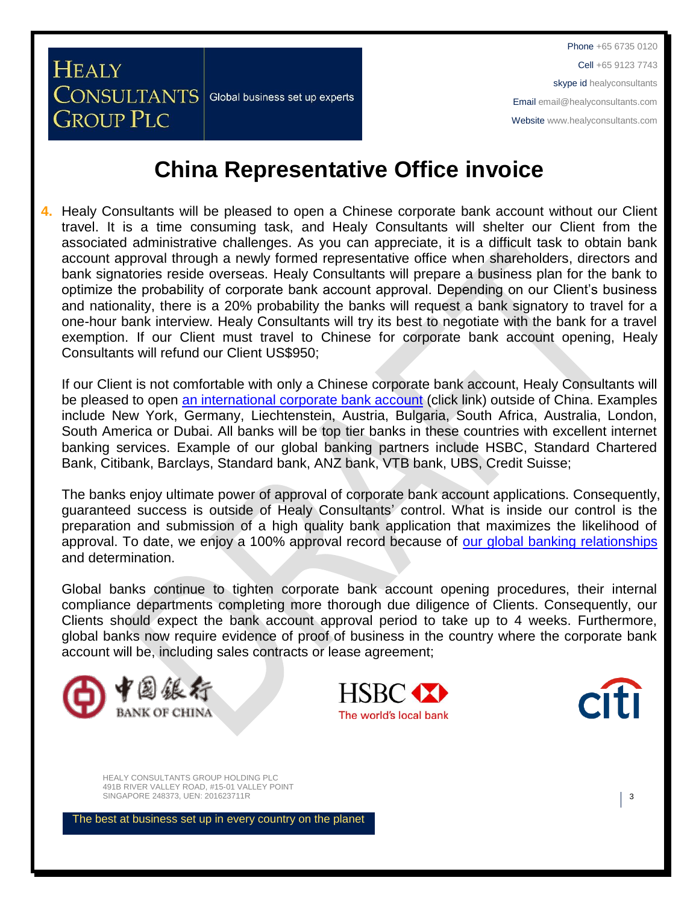# China Representative Office invoice

4. Healy Consultants will be pleased to open a Chinese corporate bank account without our Client travel. It is a time consuming task, and Healy Consultants will shelter our Client from the associated administrative challenges. As you can appreciate, it is a difficult task to obtain bank account approval through a newly formed representative office when shareholders, directors and bank signatories reside overseas. Healy Consultants will prepare a business plan for the bank to optimize the probability of corporate bank account approval. Depending on our Client's business and nationality, there is a 20% probability the banks will request a bank signatory to travel for a one-hour bank interview. Healy Consultants will try its best to negotiate with the bank for a travel exemption. If our Client must travel to Chinese for corporate bank account opening, Healy Consultants will refund our Client US$950;

   If our Client is not comfortable with only a Chinese corporate bank account, Healy Consultants will be pleased to open an international corporate bank account (click link) outside of China. Examples include New York, Germany, Liechtenstein, Austria, Bulgaria, South Africa, Australia, London, South America or Dubai. All banks will be top tier banks in these countries with excellent internet banking services. Example of our global banking partners include HSBC, Standard Chartered Bank, Citibank, Barclays, Standard bank, ANZ bank, VTB bank, UBS, Credit Suisse;

   The banks enjoy ultimate power of approval of corporate bank account applications. Consequently, guaranteed success is outside of Healy Consultants' control. What is inside our control is the preparation and submission of a high quality bank application that maximizes the likelihood of approval. To date, we enjoy a 100% approval record because of our global banking relationships and determination.

   Global banks continue to tighten corporate bank account opening procedures, their internal compliance departments completing more thorough due diligence of Clients. Consequently, our Clients should expect the bank account approval period to take up to 4 weeks. Furthermore, global banks now require evidence of proof of business in the country where the corporate bank account will be, including sales contracts or lease agreement;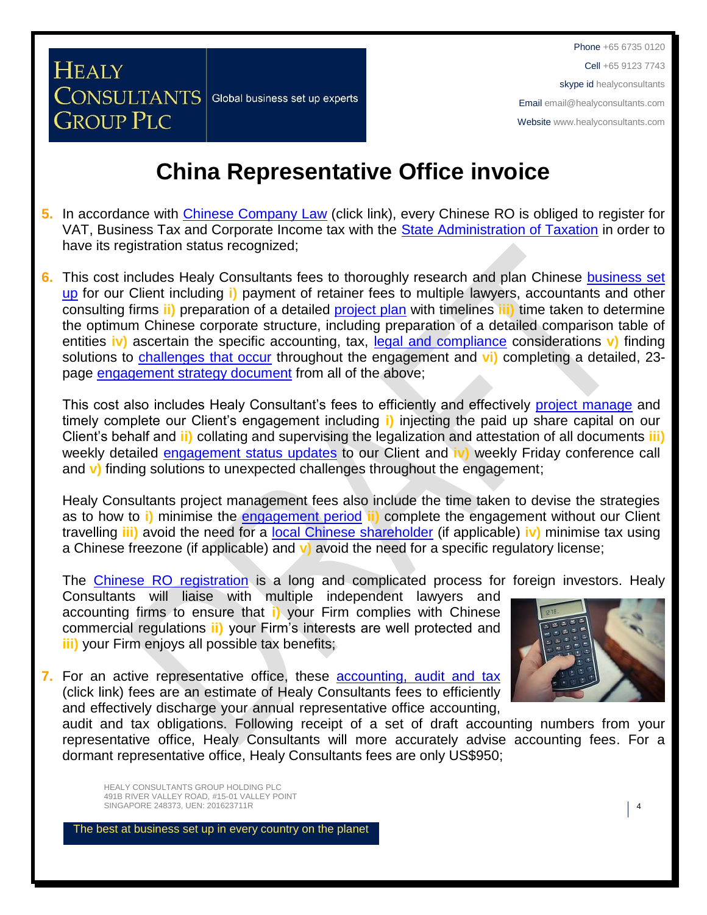# China Representative Office invoice

5. In accordance with Chinese Company Law (click link), every Chinese RO is obliged to register for VAT, Business Tax and Corporate Income tax with the State Administration of Taxation in order to have its registration status recognized;

6. This cost includes Healy Consultants fees to thoroughly research and plan Chinese business set up for our Client including **i)** payment of retainer fees to multiple lawyers, accountants and other consulting firms **ii)** preparation of a detailed project plan with timelines **iii)** time taken to determine the optimum Chinese corporate structure, including preparation of a detailed comparison table of entities **iv)** ascertain the specific accounting, tax, legal and compliance considerations **v)** finding solutions to challenges that occur throughout the engagement and **vi)** completing a detailed, 23-page engagement strategy document from all of the above;

   This cost also includes Healy Consultant's fees to efficiently and effectively project manage and timely complete our Client's engagement including **i)** injecting the paid up share capital on our Client's behalf and **ii)** collating and supervising the legalization and attestation of all documents **iii)** weekly detailed engagement status updates to our Client and **iv)** weekly Friday conference call and **v)** finding solutions to unexpected challenges throughout the engagement;

   Healy Consultants project management fees also include the time taken to devise the strategies as to how to **i)** minimise the engagement period **ii)** complete the engagement without our Client travelling **iii)** avoid the need for a local Chinese shareholder (if applicable) **iv)** minimise tax using a Chinese freezone (if applicable) and **v)** avoid the need for a specific regulatory license;

   The Chinese RO registration is a long and complicated process for foreign investors. Healy Consultants will liaise with multiple independent lawyers and accounting firms to ensure that **i)** your Firm complies with Chinese commercial regulations **ii)** your Firm's interests are well protected and **iii)** your Firm enjoys all possible tax benefits;

7. For an active representative office, these accounting, audit and tax (click link) fees are an estimate of Healy Consultants fees to efficiently and effectively discharge your annual representative office accounting, audit and tax obligations. Following receipt of a set of draft accounting numbers from your representative office, Healy Consultants will more accurately advise accounting fees. For a dormant representative office, Healy Consultants fees are only US$950;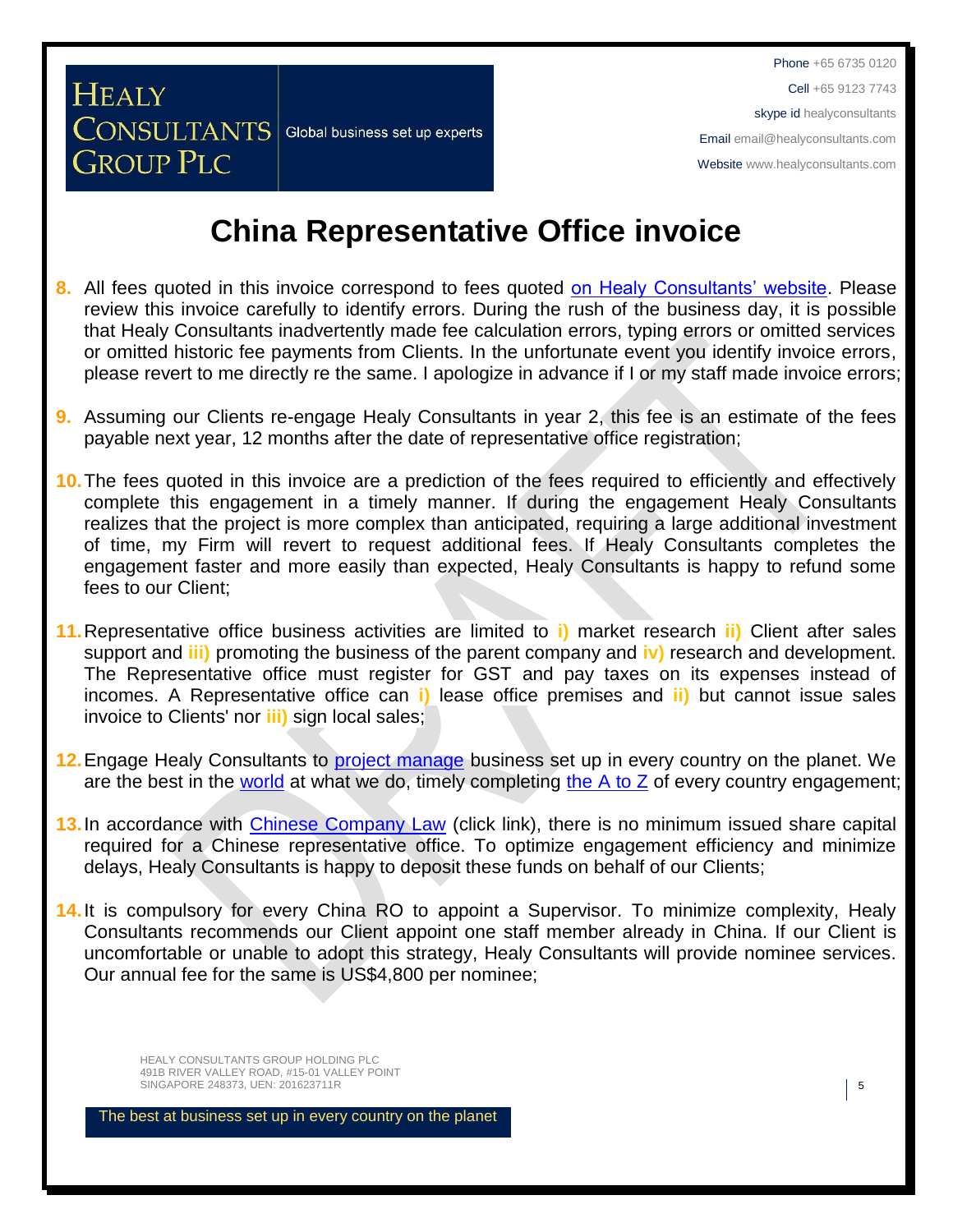# China Representative Office invoice

8. All fees quoted in this invoice correspond to fees quoted [on Healy Consultants' website](). Please review this invoice carefully to identify errors. During the rush of the business day, it is possible that Healy Consultants inadvertently made fee calculation errors, typing errors or omitted services or omitted historic fee payments from Clients. In the unfortunate event you identify invoice errors, please revert to me directly re the same. I apologize in advance if I or my staff made invoice errors;

9. Assuming our Clients re-engage Healy Consultants in year 2, this fee is an estimate of the fees payable next year, 12 months after the date of representative office registration;

10. The fees quoted in this invoice are a prediction of the fees required to efficiently and effectively complete this engagement in a timely manner. If during the engagement Healy Consultants realizes that the project is more complex than anticipated, requiring a large additional investment of time, my Firm will revert to request additional fees. If Healy Consultants completes the engagement faster and more easily than expected, Healy Consultants is happy to refund some fees to our Client;

11. Representative office business activities are limited to **i)** market research **ii)** Client after sales support and **iii)** promoting the business of the parent company and **iv)** research and development. The Representative office must register for GST and pay taxes on its expenses instead of incomes. A Representative office can **i)** lease office premises and **ii)** but cannot issue sales invoice to Clients' nor **iii)** sign local sales;

12. Engage Healy Consultants to [project manage]() business set up in every country on the planet. We are the best in the [world]() at what we do, timely completing [the A to Z]() of every country engagement;

13. In accordance with [Chinese Company Law]() (click link), there is no minimum issued share capital required for a Chinese representative office. To optimize engagement efficiency and minimize delays, Healy Consultants is happy to deposit these funds on behalf of our Clients;

14. It is compulsory for every China RO to appoint a Supervisor. To minimize complexity, Healy Consultants recommends our Client appoint one staff member already in China. If our Client is uncomfortable or unable to adopt this strategy, Healy Consultants will provide nominee services. Our annual fee for the same is US$4,800 per nominee;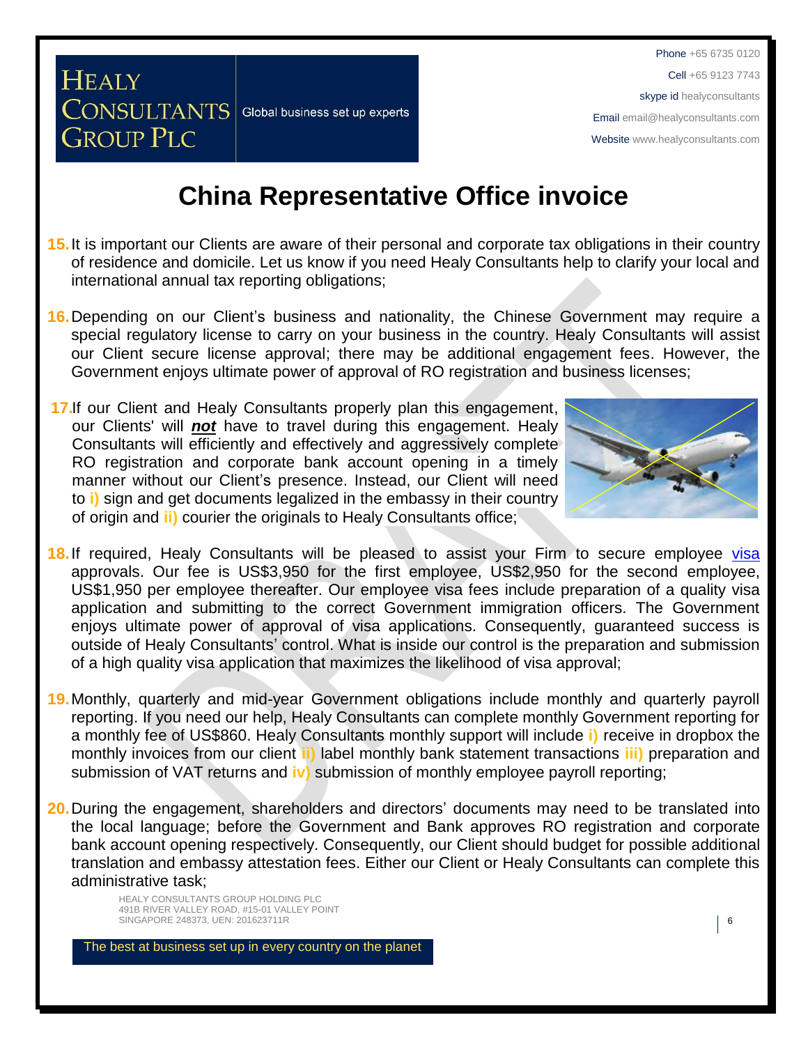# China Representative Office invoice

15. It is important our Clients are aware of their personal and corporate tax obligations in their country of residence and domicile. Let us know if you need Healy Consultants help to clarify your local and international annual tax reporting obligations;

16. Depending on our Client's business and nationality, the Chinese Government may require a special regulatory license to carry on your business in the country. Healy Consultants will assist our Client secure license approval; there may be additional engagement fees. However, the Government enjoys ultimate power of approval of RO registration and business licenses;

17. If our Client and Healy Consultants properly plan this engagement, our Clients' will ***not*** have to travel during this engagement. Healy Consultants will efficiently and effectively and aggressively complete RO registration and corporate bank account opening in a timely manner without our Client's presence. Instead, our Client will need to **i)** sign and get documents legalized in the embassy in their country of origin and **ii)** courier the originals to Healy Consultants office;

18. If required, Healy Consultants will be pleased to assist your Firm to secure employee [visa](visa) approvals. Our fee is US$3,950 for the first employee, US$2,950 for the second employee, US$1,950 per employee thereafter. Our employee visa fees include preparation of a quality visa application and submitting to the correct Government immigration officers. The Government enjoys ultimate power of approval of visa applications. Consequently, guaranteed success is outside of Healy Consultants' control. What is inside our control is the preparation and submission of a high quality visa application that maximizes the likelihood of visa approval;

19. Monthly, quarterly and mid-year Government obligations include monthly and quarterly payroll reporting. If you need our help, Healy Consultants can complete monthly Government reporting for a monthly fee of US$860. Healy Consultants monthly support will include **i)** receive in dropbox the monthly invoices from our client **ii)** label monthly bank statement transactions **iii)** preparation and submission of VAT returns and **iv)** submission of monthly employee payroll reporting;

20. During the engagement, shareholders and directors' documents may need to be translated into the local language; before the Government and Bank approves RO registration and corporate bank account opening respectively. Consequently, our Client should budget for possible additional translation and embassy attestation fees. Either our Client or Healy Consultants can complete this administrative task;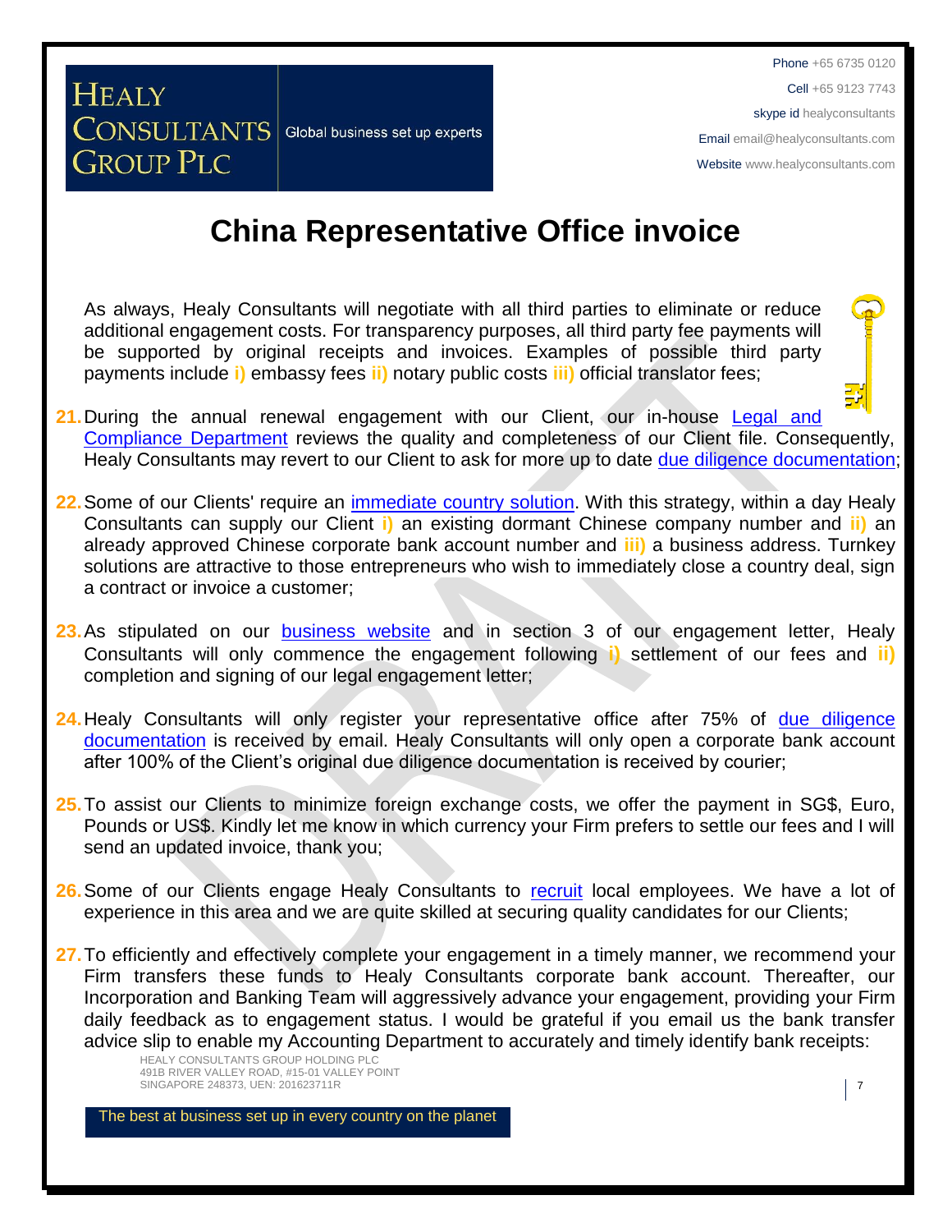# China Representative Office invoice

As always, Healy Consultants will negotiate with all third parties to eliminate or reduce additional engagement costs. For transparency purposes, all third party fee payments will be supported by original receipts and invoices. Examples of possible third party payments include **i)** embassy fees **ii)** notary public costs **iii)** official translator fees;

21. During the annual renewal engagement with our Client, our in-house Legal and Compliance Department reviews the quality and completeness of our Client file. Consequently, Healy Consultants may revert to our Client to ask for more up to date due diligence documentation;

22. Some of our Clients' require an immediate country solution. With this strategy, within a day Healy Consultants can supply our Client **i)** an existing dormant Chinese company number and **ii)** an already approved Chinese corporate bank account number and **iii)** a business address. Turnkey solutions are attractive to those entrepreneurs who wish to immediately close a country deal, sign a contract or invoice a customer;

23. As stipulated on our business website and in section 3 of our engagement letter, Healy Consultants will only commence the engagement following **i)** settlement of our fees and **ii)** completion and signing of our legal engagement letter;

24. Healy Consultants will only register your representative office after 75% of due diligence documentation is received by email. Healy Consultants will only open a corporate bank account after 100% of the Client's original due diligence documentation is received by courier;

25. To assist our Clients to minimize foreign exchange costs, we offer the payment in SG$, Euro, Pounds or US$. Kindly let me know in which currency your Firm prefers to settle our fees and I will send an updated invoice, thank you;

26. Some of our Clients engage Healy Consultants to recruit local employees. We have a lot of experience in this area and we are quite skilled at securing quality candidates for our Clients;

27. To efficiently and effectively complete your engagement in a timely manner, we recommend your Firm transfers these funds to Healy Consultants corporate bank account. Thereafter, our Incorporation and Banking Team will aggressively advance your engagement, providing your Firm daily feedback as to engagement status. I would be grateful if you email us the bank transfer advice slip to enable my Accounting Department to accurately and timely identify bank receipts: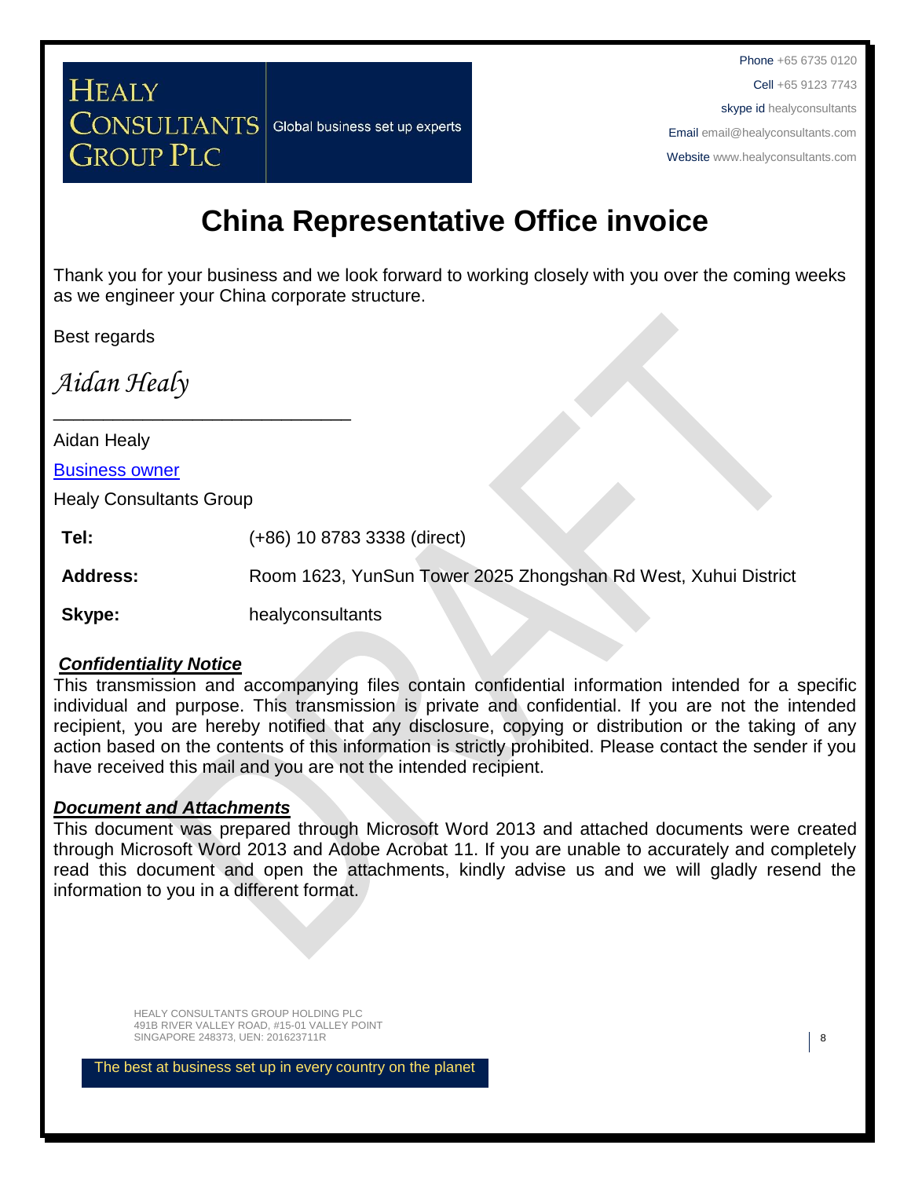# China Representative Office invoice

Thank you for your business and we look forward to working closely with you over the coming weeks as we engineer your China corporate structure.

Best regards

*Aidan Healy*

_____________________________

Aidan Healy

Business owner

Healy Consultants Group

| | |
|---|---|
| **Tel:** | (+86) 10 8783 3338 (direct) |
| **Address:** | Room 1623, YunSun Tower 2025 Zhongshan Rd West, Xuhui District |
| **Skype:** | healyconsultants |

***Confidentiality Notice***

This transmission and accompanying files contain confidential information intended for a specific individual and purpose. This transmission is private and confidential. If you are not the intended recipient, you are hereby notified that any disclosure, copying or distribution or the taking of any action based on the contents of this information is strictly prohibited. Please contact the sender if you have received this mail and you are not the intended recipient.

***Document and Attachments***

This document was prepared through Microsoft Word 2013 and attached documents were created through Microsoft Word 2013 and Adobe Acrobat 11. If you are unable to accurately and completely read this document and open the attachments, kindly advise us and we will gladly resend the information to you in a different format.